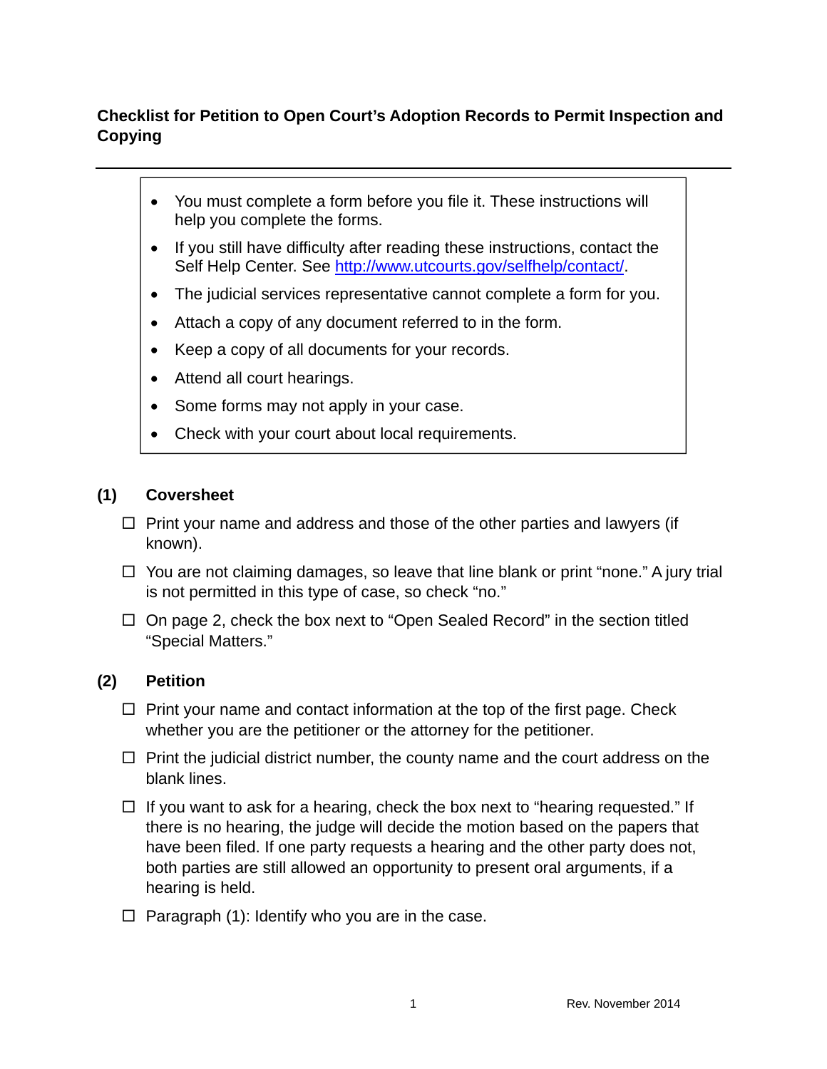## Checklist for Petition to Open Court's Adoption Records to Permit Inspection and Copying

---

- You must complete a form before you file it. These instructions will help you complete the forms.
- If you still have difficulty after reading these instructions, contact the Self Help Center. See [http://www.utcourts.gov/selfhelp/contact/](http://www.utcourts.gov/selfhelp/contact/).
- The judicial services representative cannot complete a form for you.
- Attach a copy of any document referred to in the form.
- Keep a copy of all documents for your records.
- Attend all court hearings.
- Some forms may not apply in your case.
- Check with your court about local requirements.

### (1) Coversheet

- ☐ Print your name and address and those of the other parties and lawyers (if known).
- ☐ You are not claiming damages, so leave that line blank or print "none." A jury trial is not permitted in this type of case, so check "no."
- ☐ On page 2, check the box next to "Open Sealed Record" in the section titled "Special Matters."

### (2) Petition

- ☐ Print your name and contact information at the top of the first page. Check whether you are the petitioner or the attorney for the petitioner.
- ☐ Print the judicial district number, the county name and the court address on the blank lines.
- ☐ If you want to ask for a hearing, check the box next to "hearing requested." If there is no hearing, the judge will decide the motion based on the papers that have been filed. If one party requests a hearing and the other party does not, both parties are still allowed an opportunity to present oral arguments, if a hearing is held.
- ☐ Paragraph (1): Identify who you are in the case.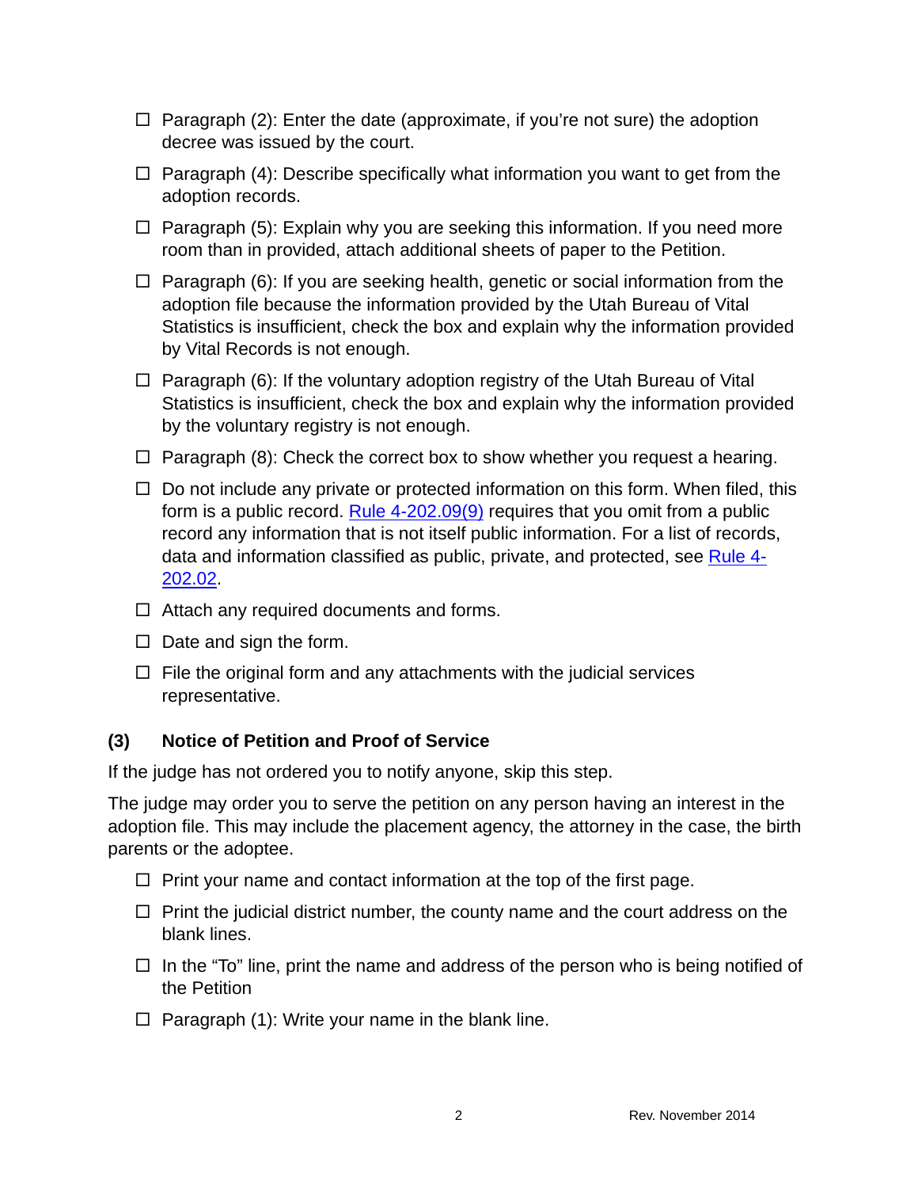- ☐ Paragraph (2): Enter the date (approximate, if you're not sure) the adoption decree was issued by the court.
- ☐ Paragraph (4): Describe specifically what information you want to get from the adoption records.
- ☐ Paragraph (5): Explain why you are seeking this information. If you need more room than in provided, attach additional sheets of paper to the Petition.
- ☐ Paragraph (6): If you are seeking health, genetic or social information from the adoption file because the information provided by the Utah Bureau of Vital Statistics is insufficient, check the box and explain why the information provided by Vital Records is not enough.
- ☐ Paragraph (6): If the voluntary adoption registry of the Utah Bureau of Vital Statistics is insufficient, check the box and explain why the information provided by the voluntary registry is not enough.
- ☐ Paragraph (8): Check the correct box to show whether you request a hearing.
- ☐ Do not include any private or protected information on this form. When filed, this form is a public record. Rule 4-202.09(9) requires that you omit from a public record any information that is not itself public information. For a list of records, data and information classified as public, private, and protected, see Rule 4-202.02.
- ☐ Attach any required documents and forms.
- ☐ Date and sign the form.
- ☐ File the original form and any attachments with the judicial services representative.

### (3) Notice of Petition and Proof of Service

If the judge has not ordered you to notify anyone, skip this step.

The judge may order you to serve the petition on any person having an interest in the adoption file. This may include the placement agency, the attorney in the case, the birth parents or the adoptee.

- ☐ Print your name and contact information at the top of the first page.
- ☐ Print the judicial district number, the county name and the court address on the blank lines.
- ☐ In the "To" line, print the name and address of the person who is being notified of the Petition
- ☐ Paragraph (1): Write your name in the blank line.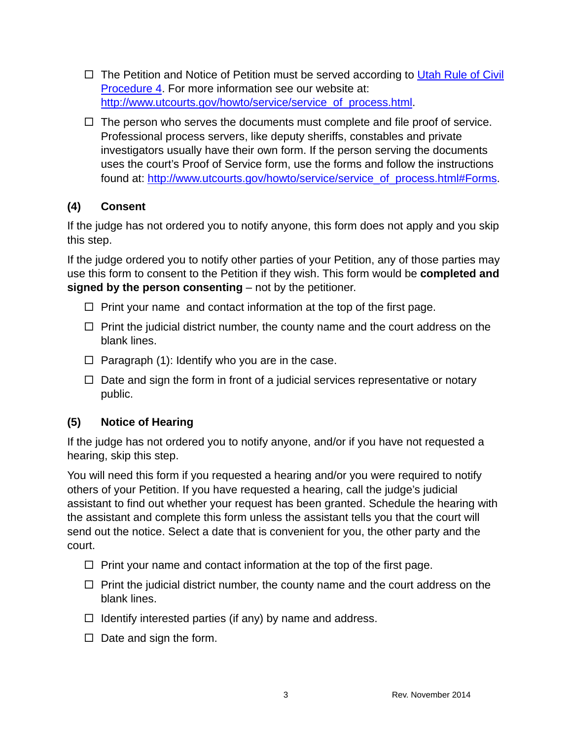- ☐ The Petition and Notice of Petition must be served according to [Utah Rule of Civil Procedure 4](Utah Rule of Civil Procedure 4). For more information see our website at: http://www.utcourts.gov/howto/service/service_of_process.html.
- ☐ The person who serves the documents must complete and file proof of service. Professional process servers, like deputy sheriffs, constables and private investigators usually have their own form. If the person serving the documents uses the court's Proof of Service form, use the forms and follow the instructions found at: http://www.utcourts.gov/howto/service/service_of_process.html#Forms.

### (4) Consent

If the judge has not ordered you to notify anyone, this form does not apply and you skip this step.

If the judge ordered you to notify other parties of your Petition, any of those parties may use this form to consent to the Petition if they wish. This form would be **completed and signed by the person consenting** – not by the petitioner.

- ☐ Print your name and contact information at the top of the first page.
- ☐ Print the judicial district number, the county name and the court address on the blank lines.
- ☐ Paragraph (1): Identify who you are in the case.
- ☐ Date and sign the form in front of a judicial services representative or notary public.

### (5) Notice of Hearing

If the judge has not ordered you to notify anyone, and/or if you have not requested a hearing, skip this step.

You will need this form if you requested a hearing and/or you were required to notify others of your Petition. If you have requested a hearing, call the judge's judicial assistant to find out whether your request has been granted. Schedule the hearing with the assistant and complete this form unless the assistant tells you that the court will send out the notice. Select a date that is convenient for you, the other party and the court.

- ☐ Print your name and contact information at the top of the first page.
- ☐ Print the judicial district number, the county name and the court address on the blank lines.
- ☐ Identify interested parties (if any) by name and address.
- ☐ Date and sign the form.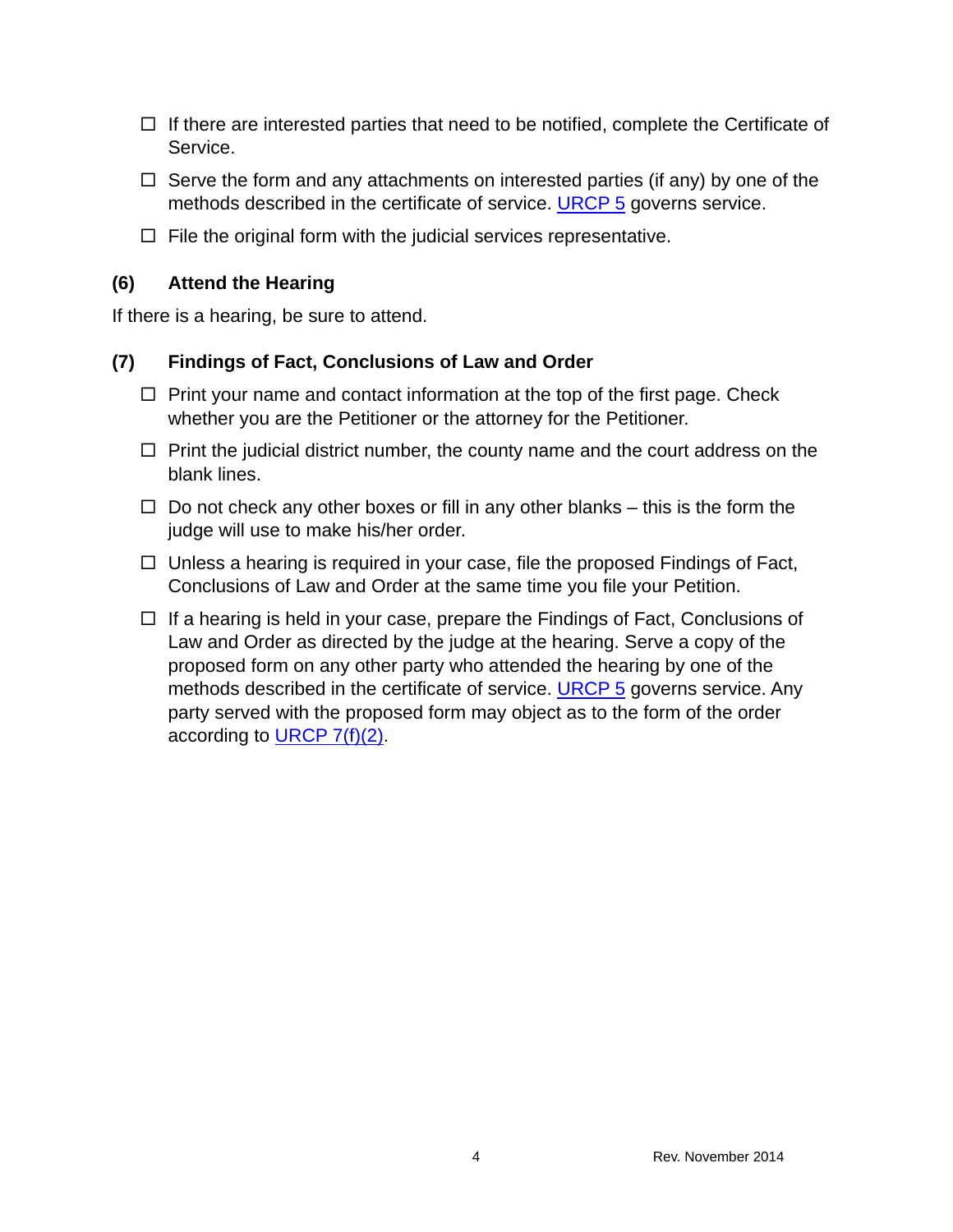- ☐ If there are interested parties that need to be notified, complete the Certificate of Service.
- ☐ Serve the form and any attachments on interested parties (if any) by one of the methods described in the certificate of service. URCP 5 governs service.
- ☐ File the original form with the judicial services representative.

### (6) Attend the Hearing

If there is a hearing, be sure to attend.

### (7) Findings of Fact, Conclusions of Law and Order

- ☐ Print your name and contact information at the top of the first page. Check whether you are the Petitioner or the attorney for the Petitioner.
- ☐ Print the judicial district number, the county name and the court address on the blank lines.
- ☐ Do not check any other boxes or fill in any other blanks – this is the form the judge will use to make his/her order.
- ☐ Unless a hearing is required in your case, file the proposed Findings of Fact, Conclusions of Law and Order at the same time you file your Petition.
- ☐ If a hearing is held in your case, prepare the Findings of Fact, Conclusions of Law and Order as directed by the judge at the hearing. Serve a copy of the proposed form on any other party who attended the hearing by one of the methods described in the certificate of service. URCP 5 governs service. Any party served with the proposed form may object as to the form of the order according to URCP 7(f)(2).